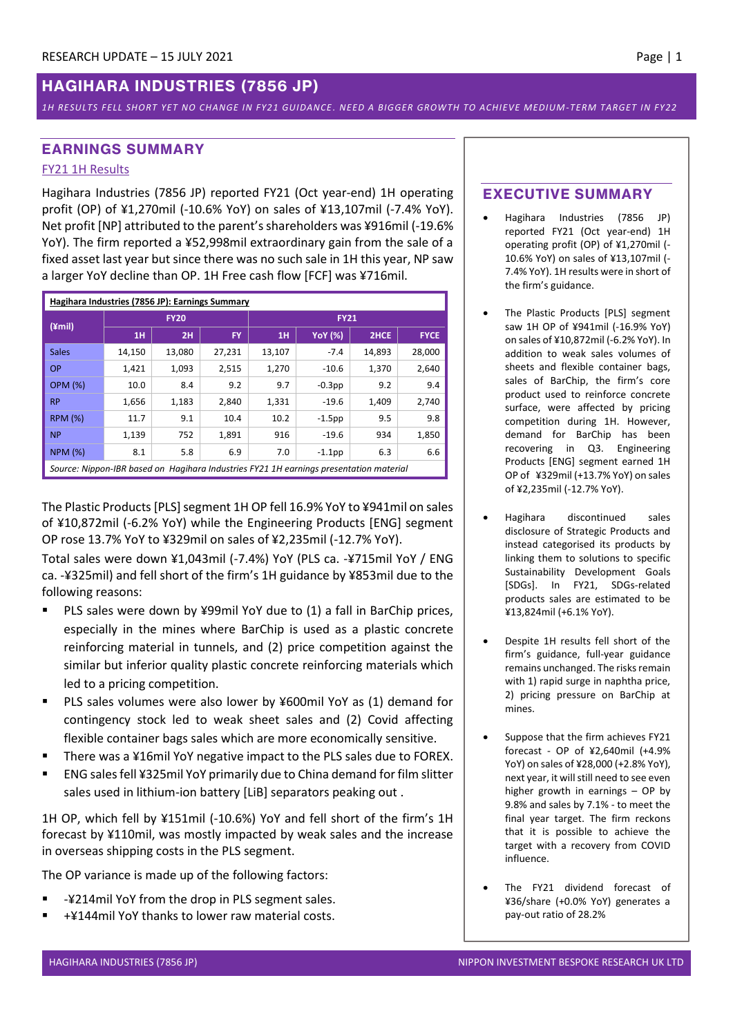RESEARCH UPDATE – 15 JULY 2021

# HAGIHARA INDUSTRIES (7856 JP)

*1H RESULTS FELL SHORT YET NO CHANGE IN FY21 GUIDANCE. NEED A BIGGER GROWTH TO ACHIEVE MEDIUM-TERM TARGET IN FY22*

## EARNINGS SUMMARY

### FY21 1H Results

Hagihara Industries (7856 JP) reported FY21 (Oct year-end) 1H operating profit (OP) of ¥1,270mil (-10.6% YoY) on sales of ¥13,107mil (-7.4% YoY). Net profit [NP] attributed to the parent's shareholders was ¥916mil (-19.6% YoY). The firm reported a ¥52,998mil extraordinary gain from the sale of a fixed asset last year but since there was no such sale in 1H this year, NP saw a larger YoY decline than OP. 1H Free cash flow [FCF] was ¥716mil.

**Hagihara Industries (7856 JP): Earnings Summary**

| (¥mil) | FY20 | | | FY21 | | | |
|---|---|---|---|---|---|---|---|
| | 1H | 2H | FY | 1H | YoY (%) | 2HCE | FYCE |
| Sales | 14,150 | 13,080 | 27,231 | 13,107 | -7.4 | 14,893 | 28,000 |
| OP | 1,421 | 1,093 | 2,515 | 1,270 | -10.6 | 1,370 | 2,640 |
| OPM (%) | 10.0 | 8.4 | 9.2 | 9.7 | -0.3pp | 9.2 | 9.4 |
| RP | 1,656 | 1,183 | 2,840 | 1,331 | -19.6 | 1,409 | 2,740 |
| RPM (%) | 11.7 | 9.1 | 10.4 | 10.2 | -1.5pp | 9.5 | 9.8 |
| NP | 1,139 | 752 | 1,891 | 916 | -19.6 | 934 | 1,850 |
| NPM (%) | 8.1 | 5.8 | 6.9 | 7.0 | -1.1pp | 6.3 | 6.6 |

*Source: Nippon-IBR based on Hagihara Industries FY21 1H earnings presentation material*

The Plastic Products [PLS] segment 1H OP fell 16.9% YoY to ¥941mil on sales of ¥10,872mil (-6.2% YoY) while the Engineering Products [ENG] segment OP rose 13.7% YoY to ¥329mil on sales of ¥2,235mil (-12.7% YoY).

Total sales were down ¥1,043mil (-7.4%) YoY (PLS ca. -¥715mil YoY / ENG ca. -¥325mil) and fell short of the firm's 1H guidance by ¥853mil due to the following reasons:

- PLS sales were down by ¥99mil YoY due to (1) a fall in BarChip prices, especially in the mines where BarChip is used as a plastic concrete reinforcing material in tunnels, and (2) price competition against the similar but inferior quality plastic concrete reinforcing materials which led to a pricing competition.
- PLS sales volumes were also lower by ¥600mil YoY as (1) demand for contingency stock led to weak sheet sales and (2) Covid affecting flexible container bags sales which are more economically sensitive.
- There was a ¥16mil YoY negative impact to the PLS sales due to FOREX.
- ENG sales fell ¥325mil YoY primarily due to China demand for film slitter sales used in lithium-ion battery [LiB] separators peaking out .

1H OP, which fell by ¥151mil (-10.6%) YoY and fell short of the firm's 1H forecast by ¥110mil, was mostly impacted by weak sales and the increase in overseas shipping costs in the PLS segment.

The OP variance is made up of the following factors:

- -¥214mil YoY from the drop in PLS segment sales.
- +¥144mil YoY thanks to lower raw material costs.

## EXECUTIVE SUMMARY

- Hagihara Industries (7856 JP) reported FY21 (Oct year-end) 1H operating profit (OP) of ¥1,270mil (-10.6% YoY) on sales of ¥13,107mil (-7.4% YoY). 1H results were in short of the firm's guidance.
- The Plastic Products [PLS] segment saw 1H OP of ¥941mil (-16.9% YoY) on sales of ¥10,872mil (-6.2% YoY). In addition to weak sales volumes of sheets and flexible container bags, sales of BarChip, the firm's core product used to reinforce concrete surface, were affected by pricing competition during 1H. However, demand for BarChip has been recovering in Q3. Engineering Products [ENG] segment earned 1H OP of ¥329mil (+13.7% YoY) on sales of ¥2,235mil (-12.7% YoY).
- Hagihara discontinued sales disclosure of Strategic Products and instead categorised its products by linking them to solutions to specific Sustainability Development Goals [SDGs]. In FY21, SDGs-related products sales are estimated to be ¥13,824mil (+6.1% YoY).
- Despite 1H results fell short of the firm's guidance, full-year guidance remains unchanged. The risks remain with 1) rapid surge in naphtha price, 2) pricing pressure on BarChip at mines.
- Suppose that the firm achieves FY21 forecast - OP of ¥2,640mil (+4.9% YoY) on sales of ¥28,000 (+2.8% YoY), next year, it will still need to see even higher growth in earnings – OP by 9.8% and sales by 7.1% - to meet the final year target. The firm reckons that it is possible to achieve the target with a recovery from COVID influence.
- The FY21 dividend forecast of ¥36/share (+0.0% YoY) generates a pay-out ratio of 28.2%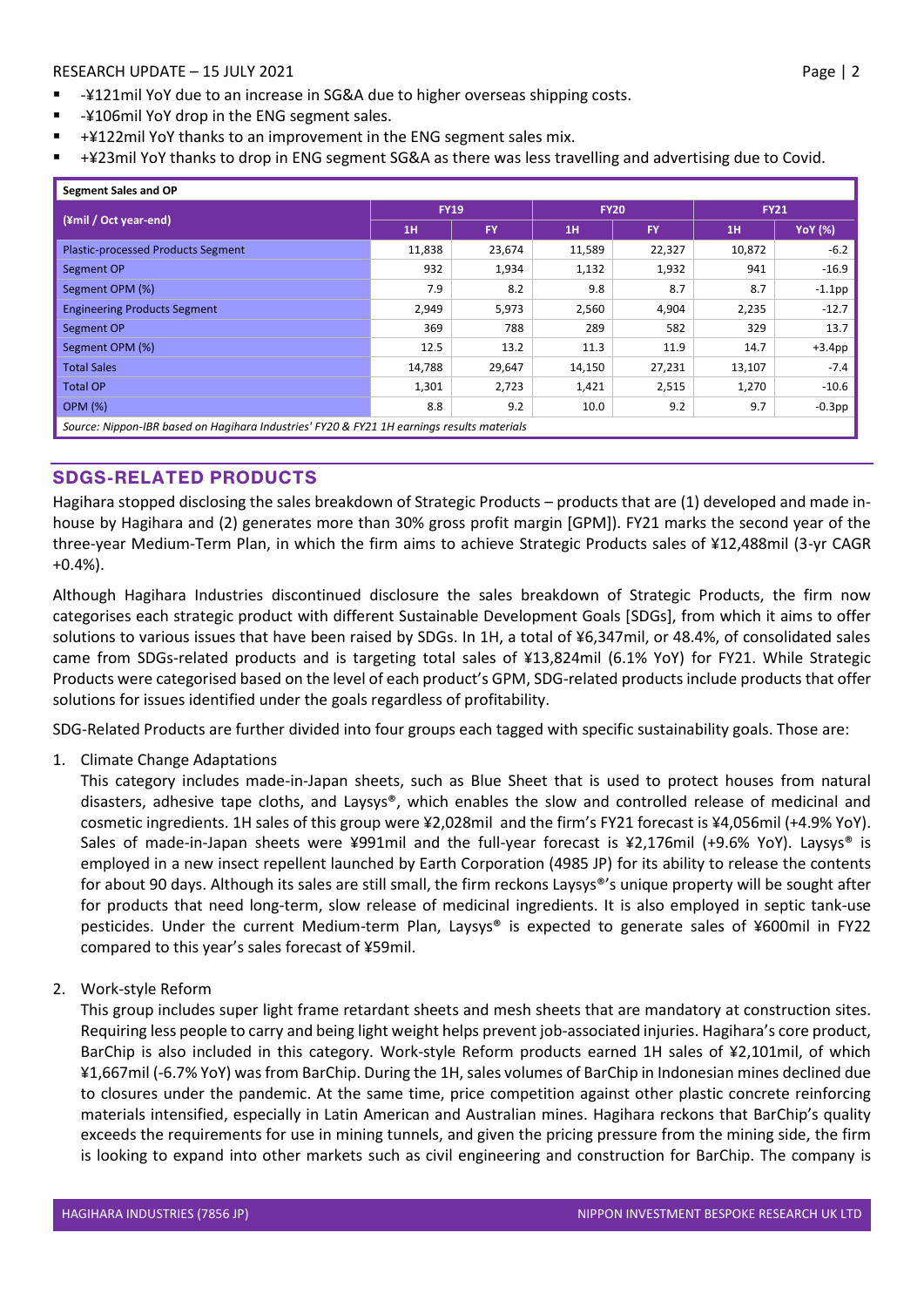- -¥121mil YoY due to an increase in SG&A due to higher overseas shipping costs.
- -¥106mil YoY drop in the ENG segment sales.
- +¥122mil YoY thanks to an improvement in the ENG segment sales mix.
- +¥23mil YoY thanks to drop in ENG segment SG&A as there was less travelling and advertising due to Covid.

**Segment Sales and OP**

| (¥mil / Oct year-end) | FY19 | | FY20 | | FY21 | |
|---|---|---|---|---|---|---|
| | 1H | FY | 1H | FY | 1H | YoY (%) |
| Plastic-processed Products Segment | 11,838 | 23,674 | 11,589 | 22,327 | 10,872 | -6.2 |
| Segment OP | 932 | 1,934 | 1,132 | 1,932 | 941 | -16.9 |
| Segment OPM (%) | 7.9 | 8.2 | 9.8 | 8.7 | 8.7 | -1.1pp |
| Engineering Products Segment | 2,949 | 5,973 | 2,560 | 4,904 | 2,235 | -12.7 |
| Segment OP | 369 | 788 | 289 | 582 | 329 | 13.7 |
| Segment OPM (%) | 12.5 | 13.2 | 11.3 | 11.9 | 14.7 | +3.4pp |
| Total Sales | 14,788 | 29,647 | 14,150 | 27,231 | 13,107 | -7.4 |
| Total OP | 1,301 | 2,723 | 1,421 | 2,515 | 1,270 | -10.6 |
| OPM (%) | 8.8 | 9.2 | 10.0 | 9.2 | 9.7 | -0.3pp |

*Source: Nippon-IBR based on Hagihara Industries' FY20 & FY21 1H earnings results materials*

## SDGS-RELATED PRODUCTS

Hagihara stopped disclosing the sales breakdown of Strategic Products – products that are (1) developed and made in-house by Hagihara and (2) generates more than 30% gross profit margin [GPM]). FY21 marks the second year of the three-year Medium-Term Plan, in which the firm aims to achieve Strategic Products sales of ¥12,488mil (3-yr CAGR +0.4%).

Although Hagihara Industries discontinued disclosure the sales breakdown of Strategic Products, the firm now categorises each strategic product with different Sustainable Development Goals [SDGs], from which it aims to offer solutions to various issues that have been raised by SDGs. In 1H, a total of ¥6,347mil, or 48.4%, of consolidated sales came from SDGs-related products and is targeting total sales of ¥13,824mil (6.1% YoY) for FY21. While Strategic Products were categorised based on the level of each product's GPM, SDG-related products include products that offer solutions for issues identified under the goals regardless of profitability.

SDG-Related Products are further divided into four groups each tagged with specific sustainability goals. Those are:

1. Climate Change Adaptations
   This category includes made-in-Japan sheets, such as Blue Sheet that is used to protect houses from natural disasters, adhesive tape cloths, and Laysys®, which enables the slow and controlled release of medicinal and cosmetic ingredients. 1H sales of this group were ¥2,028mil and the firm's FY21 forecast is ¥4,056mil (+4.9% YoY). Sales of made-in-Japan sheets were ¥991mil and the full-year forecast is ¥2,176mil (+9.6% YoY). Laysys® is employed in a new insect repellent launched by Earth Corporation (4985 JP) for its ability to release the contents for about 90 days. Although its sales are still small, the firm reckons Laysys®'s unique property will be sought after for products that need long-term, slow release of medicinal ingredients. It is also employed in septic tank-use pesticides. Under the current Medium-term Plan, Laysys® is expected to generate sales of ¥600mil in FY22 compared to this year's sales forecast of ¥59mil.

2. Work-style Reform
   This group includes super light frame retardant sheets and mesh sheets that are mandatory at construction sites. Requiring less people to carry and being light weight helps prevent job-associated injuries. Hagihara's core product, BarChip is also included in this category. Work-style Reform products earned 1H sales of ¥2,101mil, of which ¥1,667mil (-6.7% YoY) was from BarChip. During the 1H, sales volumes of BarChip in Indonesian mines declined due to closures under the pandemic. At the same time, price competition against other plastic concrete reinforcing materials intensified, especially in Latin American and Australian mines. Hagihara reckons that BarChip's quality exceeds the requirements for use in mining tunnels, and given the pricing pressure from the mining side, the firm is looking to expand into other markets such as civil engineering and construction for BarChip. The company is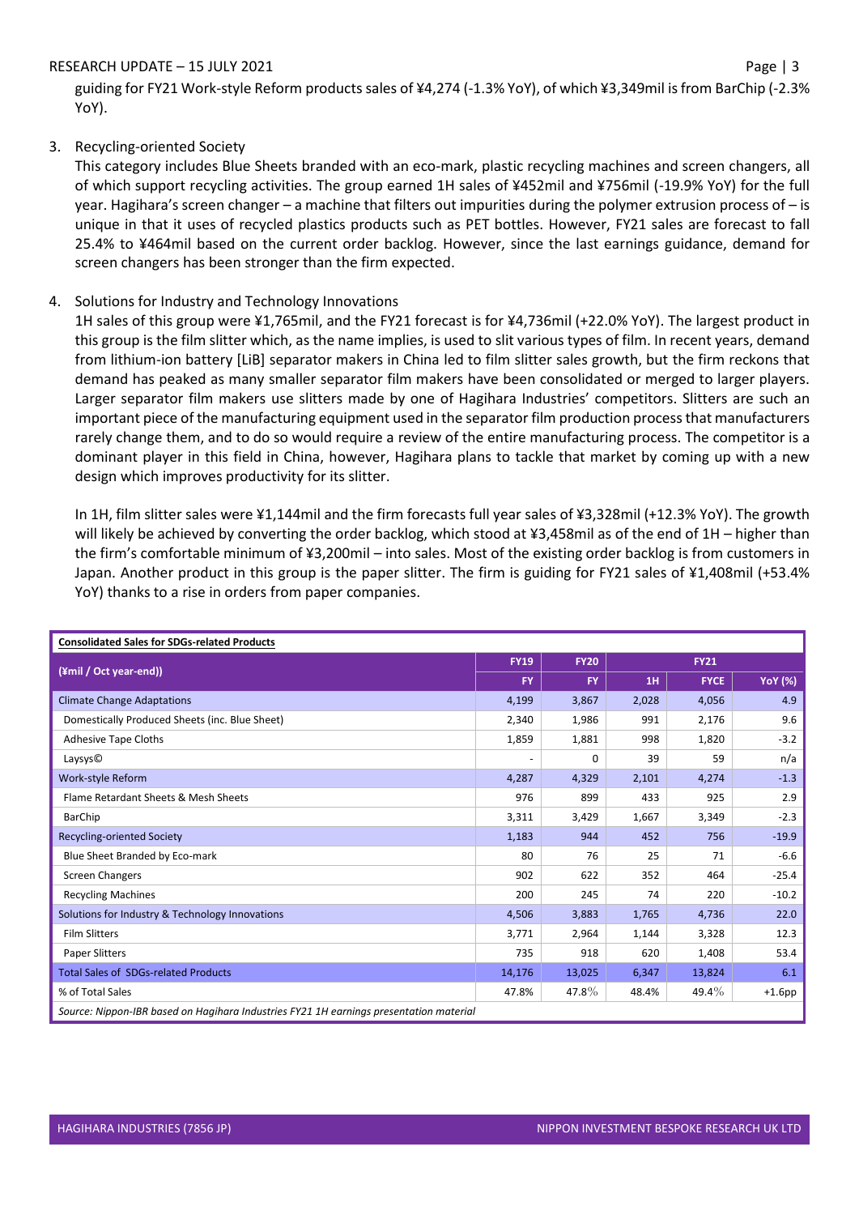guiding for FY21 Work-style Reform products sales of ¥4,274 (-1.3% YoY), of which ¥3,349mil is from BarChip (-2.3% YoY).

3. Recycling-oriented Society

   This category includes Blue Sheets branded with an eco-mark, plastic recycling machines and screen changers, all of which support recycling activities. The group earned 1H sales of ¥452mil and ¥756mil (-19.9% YoY) for the full year. Hagihara's screen changer – a machine that filters out impurities during the polymer extrusion process of – is unique in that it uses of recycled plastics products such as PET bottles. However, FY21 sales are forecast to fall 25.4% to ¥464mil based on the current order backlog. However, since the last earnings guidance, demand for screen changers has been stronger than the firm expected.

4. Solutions for Industry and Technology Innovations

   1H sales of this group were ¥1,765mil, and the FY21 forecast is for ¥4,736mil (+22.0% YoY). The largest product in this group is the film slitter which, as the name implies, is used to slit various types of film. In recent years, demand from lithium-ion battery [LiB] separator makers in China led to film slitter sales growth, but the firm reckons that demand has peaked as many smaller separator film makers have been consolidated or merged to larger players. Larger separator film makers use slitters made by one of Hagihara Industries' competitors. Slitters are such an important piece of the manufacturing equipment used in the separator film production process that manufacturers rarely change them, and to do so would require a review of the entire manufacturing process. The competitor is a dominant player in this field in China, however, Hagihara plans to tackle that market by coming up with a new design which improves productivity for its slitter.

   In 1H, film slitter sales were ¥1,144mil and the firm forecasts full year sales of ¥3,328mil (+12.3% YoY). The growth will likely be achieved by converting the order backlog, which stood at ¥3,458mil as of the end of 1H – higher than the firm's comfortable minimum of ¥3,200mil – into sales. Most of the existing order backlog is from customers in Japan. Another product in this group is the paper slitter. The firm is guiding for FY21 sales of ¥1,408mil (+53.4% YoY) thanks to a rise in orders from paper companies.

**Consolidated Sales for SDGs-related Products**

| (¥mil / Oct year-end)) | FY19 | FY20 | FY21 | | |
|---|---|---|---|---|---|
| | FY | FY | 1H | FYCE | YoY (%) |
| Climate Change Adaptations | 4,199 | 3,867 | 2,028 | 4,056 | 4.9 |
| Domestically Produced Sheets (inc. Blue Sheet) | 2,340 | 1,986 | 991 | 2,176 | 9.6 |
| Adhesive Tape Cloths | 1,859 | 1,881 | 998 | 1,820 | -3.2 |
| Laysys© | - | 0 | 39 | 59 | n/a |
| Work-style Reform | 4,287 | 4,329 | 2,101 | 4,274 | -1.3 |
| Flame Retardant Sheets & Mesh Sheets | 976 | 899 | 433 | 925 | 2.9 |
| BarChip | 3,311 | 3,429 | 1,667 | 3,349 | -2.3 |
| Recycling-oriented Society | 1,183 | 944 | 452 | 756 | -19.9 |
| Blue Sheet Branded by Eco-mark | 80 | 76 | 25 | 71 | -6.6 |
| Screen Changers | 902 | 622 | 352 | 464 | -25.4 |
| Recycling Machines | 200 | 245 | 74 | 220 | -10.2 |
| Solutions for Industry & Technology Innovations | 4,506 | 3,883 | 1,765 | 4,736 | 22.0 |
| Film Slitters | 3,771 | 2,964 | 1,144 | 3,328 | 12.3 |
| Paper Slitters | 735 | 918 | 620 | 1,408 | 53.4 |
| Total Sales of SDGs-related Products | 14,176 | 13,025 | 6,347 | 13,824 | 6.1 |
| % of Total Sales | 47.8% | 47.8% | 48.4% | 49.4% | +1.6pp |

*Source: Nippon-IBR based on Hagihara Industries FY21 1H earnings presentation material*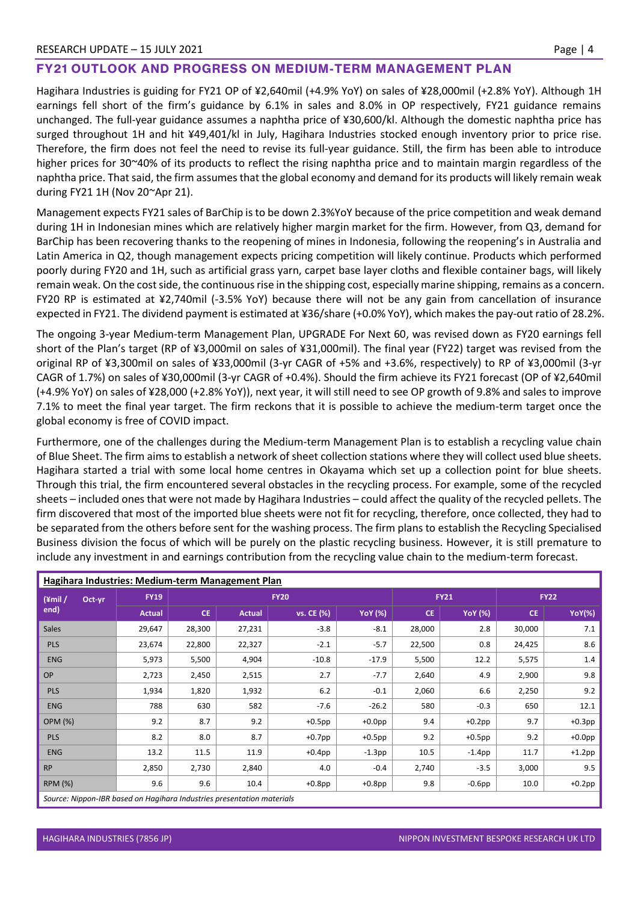## FY21 OUTLOOK AND PROGRESS ON MEDIUM-TERM MANAGEMENT PLAN

Hagihara Industries is guiding for FY21 OP of ¥2,640mil (+4.9% YoY) on sales of ¥28,000mil (+2.8% YoY). Although 1H earnings fell short of the firm's guidance by 6.1% in sales and 8.0% in OP respectively, FY21 guidance remains unchanged. The full-year guidance assumes a naphtha price of ¥30,600/kl. Although the domestic naphtha price has surged throughout 1H and hit ¥49,401/kl in July, Hagihara Industries stocked enough inventory prior to price rise. Therefore, the firm does not feel the need to revise its full-year guidance. Still, the firm has been able to introduce higher prices for 30~40% of its products to reflect the rising naphtha price and to maintain margin regardless of the naphtha price. That said, the firm assumes that the global economy and demand for its products will likely remain weak during FY21 1H (Nov 20~Apr 21).

Management expects FY21 sales of BarChip is to be down 2.3%YoY because of the price competition and weak demand during 1H in Indonesian mines which are relatively higher margin market for the firm. However, from Q3, demand for BarChip has been recovering thanks to the reopening of mines in Indonesia, following the reopening's in Australia and Latin America in Q2, though management expects pricing competition will likely continue. Products which performed poorly during FY20 and 1H, such as artificial grass yarn, carpet base layer cloths and flexible container bags, will likely remain weak. On the cost side, the continuous rise in the shipping cost, especially marine shipping, remains as a concern. FY20 RP is estimated at ¥2,740mil (-3.5% YoY) because there will not be any gain from cancellation of insurance expected in FY21. The dividend payment is estimated at ¥36/share (+0.0% YoY), which makes the pay-out ratio of 28.2%.

The ongoing 3-year Medium-term Management Plan, UPGRADE For Next 60, was revised down as FY20 earnings fell short of the Plan's target (RP of ¥3,000mil on sales of ¥31,000mil). The final year (FY22) target was revised from the original RP of ¥3,300mil on sales of ¥33,000mil (3-yr CAGR of +5% and +3.6%, respectively) to RP of ¥3,000mil (3-yr CAGR of 1.7%) on sales of ¥30,000mil (3-yr CAGR of +0.4%). Should the firm achieve its FY21 forecast (OP of ¥2,640mil (+4.9% YoY) on sales of ¥28,000 (+2.8% YoY)), next year, it will still need to see OP growth of 9.8% and sales to improve 7.1% to meet the final year target. The firm reckons that it is possible to achieve the medium-term target once the global economy is free of COVID impact.

Furthermore, one of the challenges during the Medium-term Management Plan is to establish a recycling value chain of Blue Sheet. The firm aims to establish a network of sheet collection stations where they will collect used blue sheets. Hagihara started a trial with some local home centres in Okayama which set up a collection point for blue sheets. Through this trial, the firm encountered several obstacles in the recycling process. For example, some of the recycled sheets – included ones that were not made by Hagihara Industries – could affect the quality of the recycled pellets. The firm discovered that most of the imported blue sheets were not fit for recycling, therefore, once collected, they had to be separated from the others before sent for the washing process. The firm plans to establish the Recycling Specialised Business division the focus of which will be purely on the plastic recycling business. However, it is still premature to include any investment in and earnings contribution from the recycling value chain to the medium-term forecast.

**Hagihara Industries: Medium-term Management Plan**

| (¥mil / Oct-yr end) | FY19 | FY20 | | | | FY21 | | FY22 | |
|---|---|---|---|---|---|---|---|---|---|
| | Actual | CE | Actual | vs. CE (%) | YoY (%) | CE | YoY (%) | CE | YoY(%) |
| Sales | 29,647 | 28,300 | 27,231 | -3.8 | -8.1 | 28,000 | 2.8 | 30,000 | 7.1 |
| PLS | 23,674 | 22,800 | 22,327 | -2.1 | -5.7 | 22,500 | 0.8 | 24,425 | 8.6 |
| ENG | 5,973 | 5,500 | 4,904 | -10.8 | -17.9 | 5,500 | 12.2 | 5,575 | 1.4 |
| OP | 2,723 | 2,450 | 2,515 | 2.7 | -7.7 | 2,640 | 4.9 | 2,900 | 9.8 |
| PLS | 1,934 | 1,820 | 1,932 | 6.2 | -0.1 | 2,060 | 6.6 | 2,250 | 9.2 |
| ENG | 788 | 630 | 582 | -7.6 | -26.2 | 580 | -0.3 | 650 | 12.1 |
| OPM (%) | 9.2 | 8.7 | 9.2 | +0.5pp | +0.0pp | 9.4 | +0.2pp | 9.7 | +0.3pp |
| PLS | 8.2 | 8.0 | 8.7 | +0.7pp | +0.5pp | 9.2 | +0.5pp | 9.2 | +0.0pp |
| ENG | 13.2 | 11.5 | 11.9 | +0.4pp | -1.3pp | 10.5 | -1.4pp | 11.7 | +1.2pp |
| RP | 2,850 | 2,730 | 2,840 | 4.0 | -0.4 | 2,740 | -3.5 | 3,000 | 9.5 |
| RPM (%) | 9.6 | 9.6 | 10.4 | +0.8pp | +0.8pp | 9.8 | -0.6pp | 10.0 | +0.2pp |

*Source: Nippon-IBR based on Hagihara Industries presentation materials*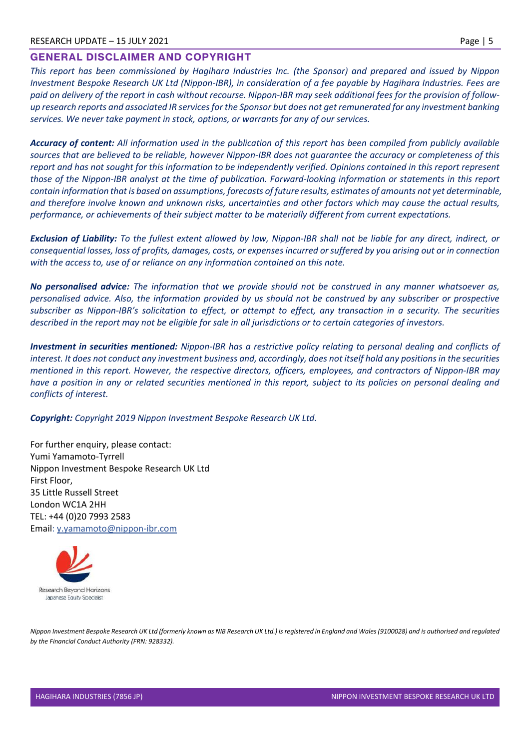## GENERAL DISCLAIMER AND COPYRIGHT

*This report has been commissioned by Hagihara Industries Inc. (the Sponsor) and prepared and issued by Nippon Investment Bespoke Research UK Ltd (Nippon-IBR), in consideration of a fee payable by Hagihara Industries. Fees are paid on delivery of the report in cash without recourse. Nippon-IBR may seek additional fees for the provision of follow-up research reports and associated IR services for the Sponsor but does not get remunerated for any investment banking services. We never take payment in stock, options, or warrants for any of our services.*

***Accuracy of content:*** *All information used in the publication of this report has been compiled from publicly available sources that are believed to be reliable, however Nippon-IBR does not guarantee the accuracy or completeness of this report and has not sought for this information to be independently verified. Opinions contained in this report represent those of the Nippon-IBR analyst at the time of publication. Forward-looking information or statements in this report contain information that is based on assumptions, forecasts of future results, estimates of amounts not yet determinable, and therefore involve known and unknown risks, uncertainties and other factors which may cause the actual results, performance, or achievements of their subject matter to be materially different from current expectations.*

***Exclusion of Liability:*** *To the fullest extent allowed by law, Nippon-IBR shall not be liable for any direct, indirect, or consequential losses, loss of profits, damages, costs, or expenses incurred or suffered by you arising out or in connection with the access to, use of or reliance on any information contained on this note.*

***No personalised advice:*** *The information that we provide should not be construed in any manner whatsoever as, personalised advice. Also, the information provided by us should not be construed by any subscriber or prospective subscriber as Nippon-IBR's solicitation to effect, or attempt to effect, any transaction in a security. The securities described in the report may not be eligible for sale in all jurisdictions or to certain categories of investors.*

***Investment in securities mentioned:*** *Nippon-IBR has a restrictive policy relating to personal dealing and conflicts of interest. It does not conduct any investment business and, accordingly, does not itself hold any positions in the securities mentioned in this report. However, the respective directors, officers, employees, and contractors of Nippon-IBR may have a position in any or related securities mentioned in this report, subject to its policies on personal dealing and conflicts of interest.*

***Copyright:*** *Copyright 2019 Nippon Investment Bespoke Research UK Ltd.*

For further enquiry, please contact:
Yumi Yamamoto-Tyrrell
Nippon Investment Bespoke Research UK Ltd
First Floor,
35 Little Russell Street
London WC1A 2HH
TEL: +44 (0)20 7993 2583
Email: y.yamamoto@nippon-ibr.com

Research Beyond Horizons
Japanese Equity Specialist

*Nippon Investment Bespoke Research UK Ltd (formerly known as NIB Research UK Ltd.) is registered in England and Wales (9100028) and is authorised and regulated by the Financial Conduct Authority (FRN: 928332).*